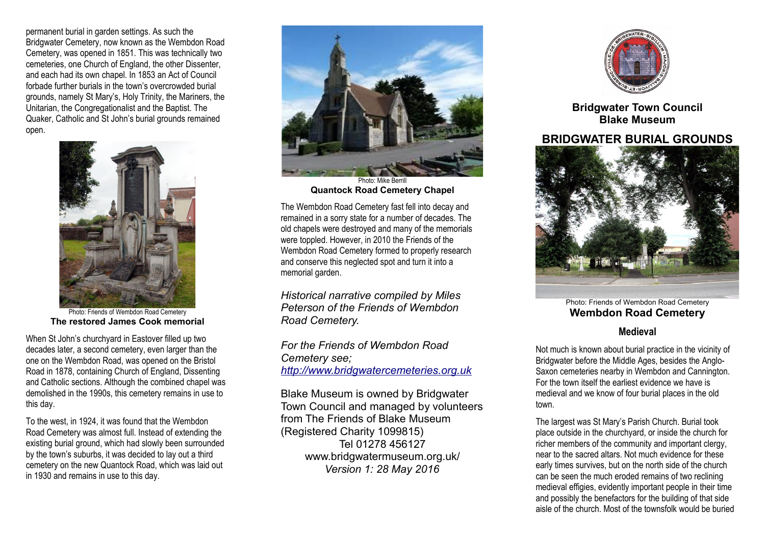permanent burial in garden settings. As such the Bridgwater Cemetery, now known as the Wembdon Road Cemetery, was opened in 1851. This was technically two cemeteries, one Church of England, the other Dissenter, and each had its own chapel. In 1853 an Act of Council forbade further burials in the town's overcrowded burial grounds, namely St Mary's, Holy Trinity, the Mariners, the Unitarian, the Congregationalist and the Baptist. The Quaker, Catholic and St John's burial grounds remained open.

Photo: Friends of Wembdon Road Cemetery
**The restored James Cook memorial**

When St John's churchyard in Eastover filled up two decades later, a second cemetery, even larger than the one on the Wembdon Road, was opened on the Bristol Road in 1878, containing Church of England, Dissenting and Catholic sections. Although the combined chapel was demolished in the 1990s, this cemetery remains in use to this day.

To the west, in 1924, it was found that the Wembdon Road Cemetery was almost full. Instead of extending the existing burial ground, which had slowly been surrounded by the town's suburbs, it was decided to lay out a third cemetery on the new Quantock Road, which was laid out in 1930 and remains in use to this day.

Photo: Mike Berrill
**Quantock Road Cemetery Chapel**

The Wembdon Road Cemetery fast fell into decay and remained in a sorry state for a number of decades. The old chapels were destroyed and many of the memorials were toppled. However, in 2010 the Friends of the Wembdon Road Cemetery formed to properly research and conserve this neglected spot and turn it into a memorial garden.

*Historical narrative compiled by Miles Peterson of the Friends of Wembdon Road Cemetery.*

*For the Friends of Wembdon Road Cemetery see; [http://www.bridgwatercemeteries.org.uk](http://www.bridgwatercemeteries.org.uk)*

Blake Museum is owned by Bridgwater Town Council and managed by volunteers from The Friends of Blake Museum (Registered Charity 1099815)
Tel 01278 456127
www.bridgwatermuseum.org.uk/
*Version 1: 28 May 2016*

**Bridgwater Town Council**
**Blake Museum**

# BRIDGWATER BURIAL GROUNDS

Photo: Friends of Wembdon Road Cemetery
**Wembdon Road Cemetery**

## Medieval

Not much is known about burial practice in the vicinity of Bridgwater before the Middle Ages, besides the Anglo-Saxon cemeteries nearby in Wembdon and Cannington. For the town itself the earliest evidence we have is medieval and we know of four burial places in the old town.

The largest was St Mary's Parish Church. Burial took place outside in the churchyard, or inside the church for richer members of the community and important clergy, near to the sacred altars. Not much evidence for these early times survives, but on the north side of the church can be seen the much eroded remains of two reclining medieval effigies, evidently important people in their time and possibly the benefactors for the building of that side aisle of the church. Most of the townsfolk would be buried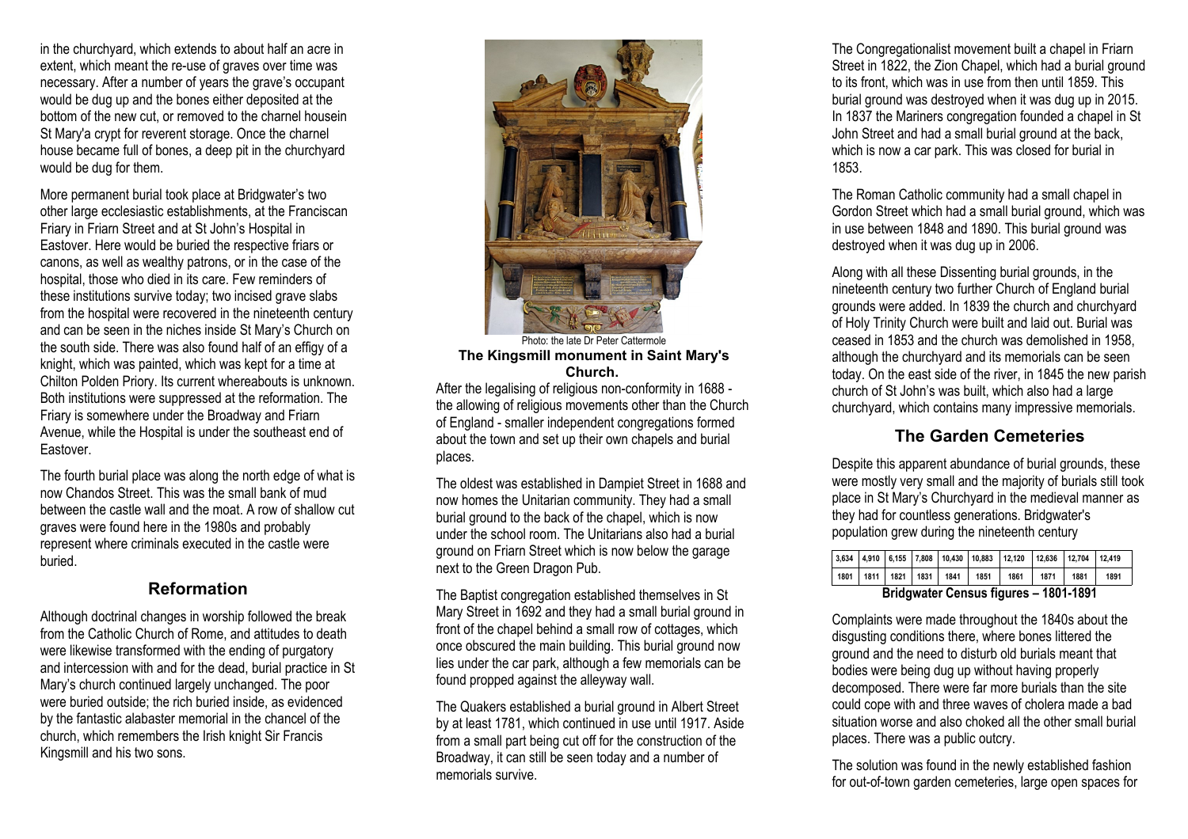in the churchyard, which extends to about half an acre in extent, which meant the re-use of graves over time was necessary. After a number of years the grave's occupant would be dug up and the bones either deposited at the bottom of the new cut, or removed to the charnel housein St Mary'a crypt for reverent storage. Once the charnel house became full of bones, a deep pit in the churchyard would be dug for them.

More permanent burial took place at Bridgwater's two other large ecclesiastic establishments, at the Franciscan Friary in Friarn Street and at St John's Hospital in Eastover. Here would be buried the respective friars or canons, as well as wealthy patrons, or in the case of the hospital, those who died in its care. Few reminders of these institutions survive today; two incised grave slabs from the hospital were recovered in the nineteenth century and can be seen in the niches inside St Mary's Church on the south side. There was also found half of an effigy of a knight, which was painted, which was kept for a time at Chilton Polden Priory. Its current whereabouts is unknown. Both institutions were suppressed at the reformation. The Friary is somewhere under the Broadway and Friarn Avenue, while the Hospital is under the southeast end of Eastover.

The fourth burial place was along the north edge of what is now Chandos Street. This was the small bank of mud between the castle wall and the moat. A row of shallow cut graves were found here in the 1980s and probably represent where criminals executed in the castle were buried.

## Reformation

Although doctrinal changes in worship followed the break from the Catholic Church of Rome, and attitudes to death were likewise transformed with the ending of purgatory and intercession with and for the dead, burial practice in St Mary's church continued largely unchanged. The poor were buried outside; the rich buried inside, as evidenced by the fantastic alabaster memorial in the chancel of the church, which remembers the Irish knight Sir Francis Kingsmill and his two sons.

Photo: the late Dr Peter Cattermole

**The Kingsmill monument in Saint Mary's Church.**

After the legalising of religious non-conformity in 1688 - the allowing of religious movements other than the Church of England - smaller independent congregations formed about the town and set up their own chapels and burial places.

The oldest was established in Dampiet Street in 1688 and now homes the Unitarian community. They had a small burial ground to the back of the chapel, which is now under the school room. The Unitarians also had a burial ground on Friarn Street which is now below the garage next to the Green Dragon Pub.

The Baptist congregation established themselves in St Mary Street in 1692 and they had a small burial ground in front of the chapel behind a small row of cottages, which once obscured the main building. This burial ground now lies under the car park, although a few memorials can be found propped against the alleyway wall.

The Quakers established a burial ground in Albert Street by at least 1781, which continued in use until 1917. Aside from a small part being cut off for the construction of the Broadway, it can still be seen today and a number of memorials survive.

The Congregationalist movement built a chapel in Friarn Street in 1822, the Zion Chapel, which had a burial ground to its front, which was in use from then until 1859. This burial ground was destroyed when it was dug up in 2015. In 1837 the Mariners congregation founded a chapel in St John Street and had a small burial ground at the back, which is now a car park. This was closed for burial in 1853.

The Roman Catholic community had a small chapel in Gordon Street which had a small burial ground, which was in use between 1848 and 1890. This burial ground was destroyed when it was dug up in 2006.

Along with all these Dissenting burial grounds, in the nineteenth century two further Church of England burial grounds were added. In 1839 the church and churchyard of Holy Trinity Church were built and laid out. Burial was ceased in 1853 and the church was demolished in 1958, although the churchyard and its memorials can be seen today. On the east side of the river, in 1845 the new parish church of St John's was built, which also had a large churchyard, which contains many impressive memorials.

## The Garden Cemeteries

Despite this apparent abundance of burial grounds, these were mostly very small and the majority of burials still took place in St Mary's Churchyard in the medieval manner as they had for countless generations. Bridgwater's population grew during the nineteenth century

| | | | | | | | | | |
|---|---|---|---|---|---|---|---|---|---|
| 3,634 | 4,910 | 6,155 | 7,808 | 10,430 | 10,883 | 12,120 | 12,636 | 12,704 | 12,419 |
| 1801 | 1811 | 1821 | 1831 | 1841 | 1851 | 1861 | 1871 | 1881 | 1891 |

**Bridgwater Census figures – 1801-1891**

Complaints were made throughout the 1840s about the disgusting conditions there, where bones littered the ground and the need to disturb old burials meant that bodies were being dug up without having properly decomposed. There were far more burials than the site could cope with and three waves of cholera made a bad situation worse and also choked all the other small burial places. There was a public outcry.

The solution was found in the newly established fashion for out-of-town garden cemeteries, large open spaces for